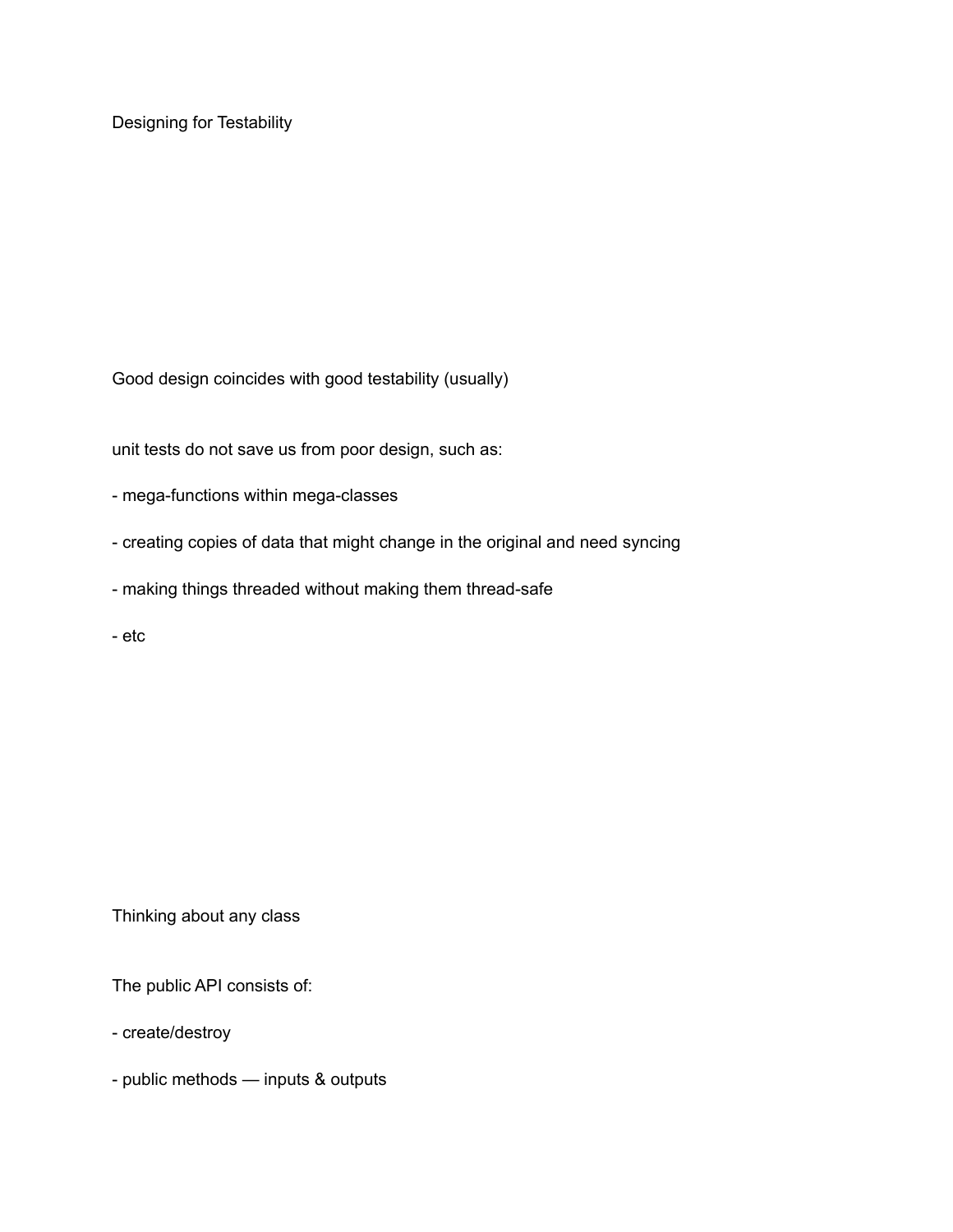# Designing for Testability

Good design coincides with good testability (usually)

unit tests do not save us from poor design, such as:

- mega-functions within mega-classes
- creating copies of data that might change in the original and need syncing
- making things threaded without making them thread-safe
- etc

Thinking about any class

The public API consists of:

- create/destroy
- public methods — inputs & outputs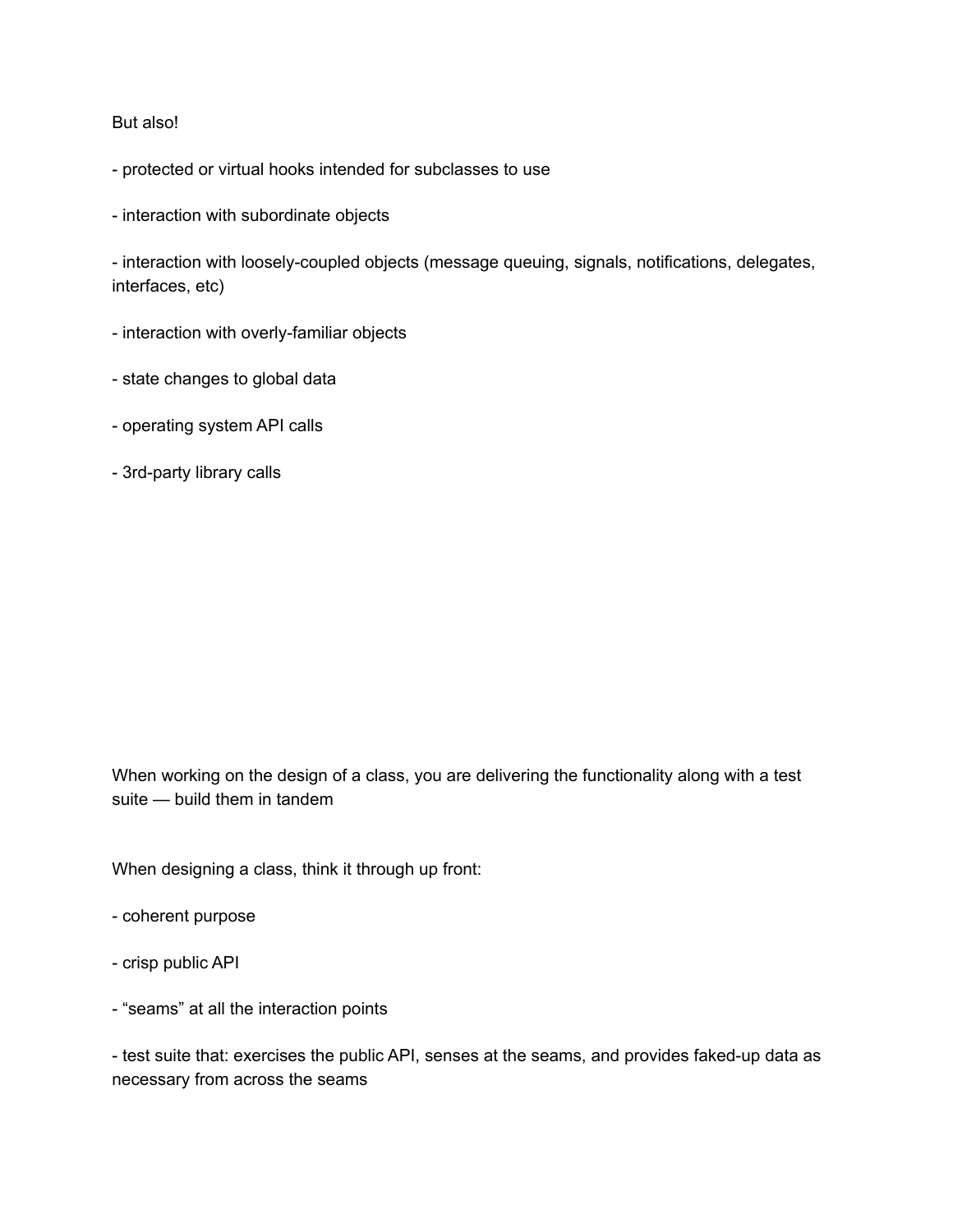But also!

- protected or virtual hooks intended for subclasses to use

- interaction with subordinate objects

- interaction with loosely-coupled objects (message queuing, signals, notifications, delegates, interfaces, etc)

- interaction with overly-familiar objects

- state changes to global data

- operating system API calls

- 3rd-party library calls

When working on the design of a class, you are delivering the functionality along with a test suite — build them in tandem

When designing a class, think it through up front:

- coherent purpose

- crisp public API

- “seams” at all the interaction points

- test suite that: exercises the public API, senses at the seams, and provides faked-up data as necessary from across the seams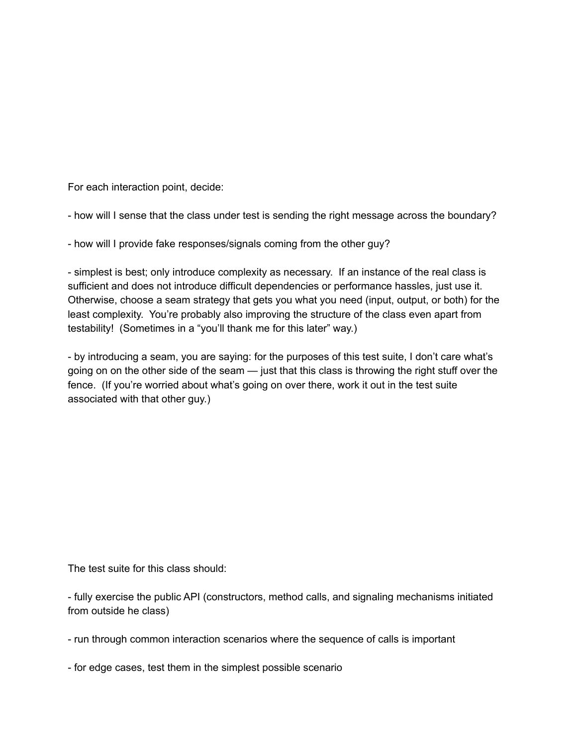For each interaction point, decide:

- how will I sense that the class under test is sending the right message across the boundary?

- how will I provide fake responses/signals coming from the other guy?

- simplest is best; only introduce complexity as necessary. If an instance of the real class is sufficient and does not introduce difficult dependencies or performance hassles, just use it. Otherwise, choose a seam strategy that gets you what you need (input, output, or both) for the least complexity. You're probably also improving the structure of the class even apart from testability! (Sometimes in a "you'll thank me for this later" way.)

- by introducing a seam, you are saying: for the purposes of this test suite, I don't care what's going on on the other side of the seam — just that this class is throwing the right stuff over the fence. (If you're worried about what's going on over there, work it out in the test suite associated with that other guy.)

The test suite for this class should:

- fully exercise the public API (constructors, method calls, and signaling mechanisms initiated from outside he class)

- run through common interaction scenarios where the sequence of calls is important

- for edge cases, test them in the simplest possible scenario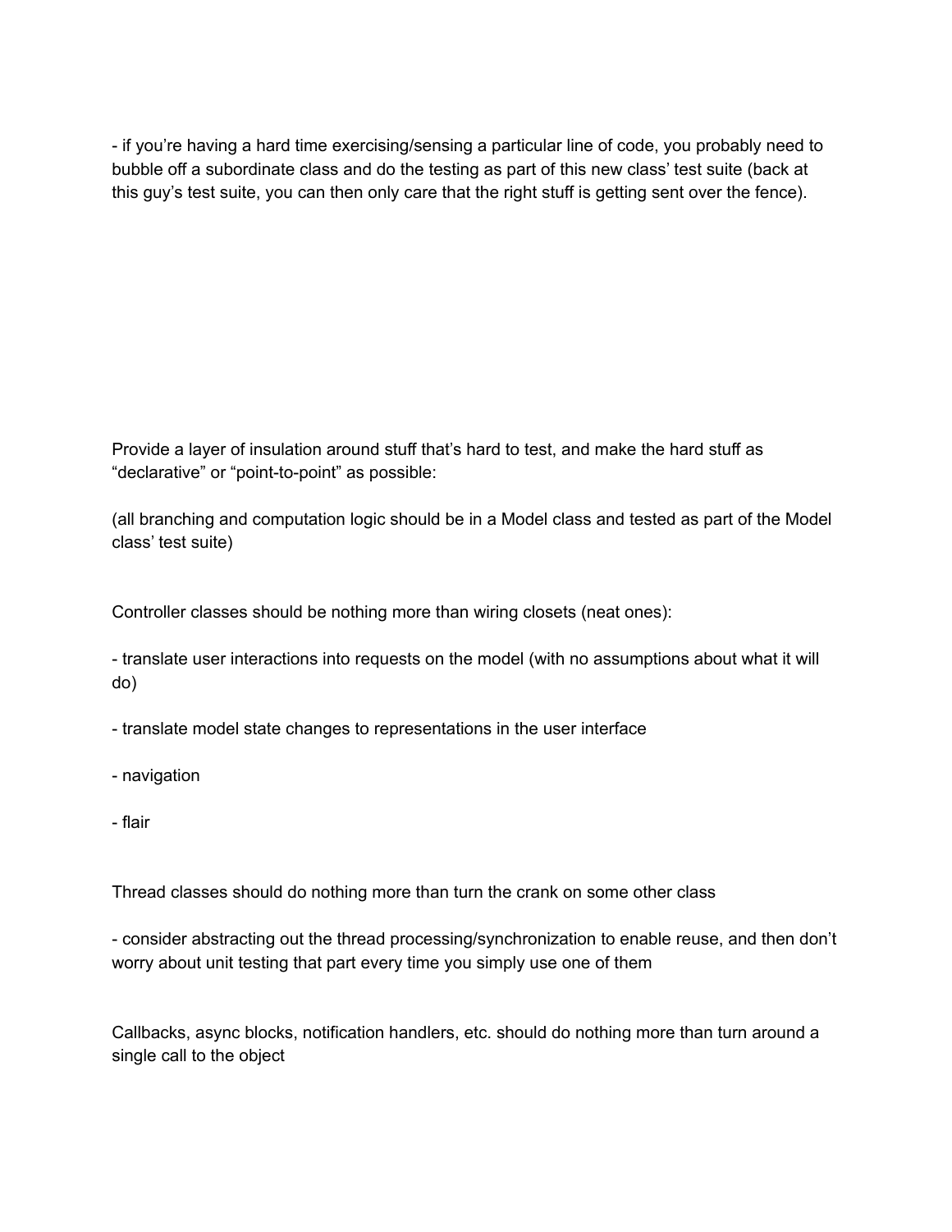- if you're having a hard time exercising/sensing a particular line of code, you probably need to bubble off a subordinate class and do the testing as part of this new class' test suite (back at this guy's test suite, you can then only care that the right stuff is getting sent over the fence).

Provide a layer of insulation around stuff that's hard to test, and make the hard stuff as "declarative" or "point-to-point" as possible:

(all branching and computation logic should be in a Model class and tested as part of the Model class' test suite)

Controller classes should be nothing more than wiring closets (neat ones):

- translate user interactions into requests on the model (with no assumptions about what it will do)

- translate model state changes to representations in the user interface

- navigation

- flair

Thread classes should do nothing more than turn the crank on some other class

- consider abstracting out the thread processing/synchronization to enable reuse, and then don't worry about unit testing that part every time you simply use one of them

Callbacks, async blocks, notification handlers, etc. should do nothing more than turn around a single call to the object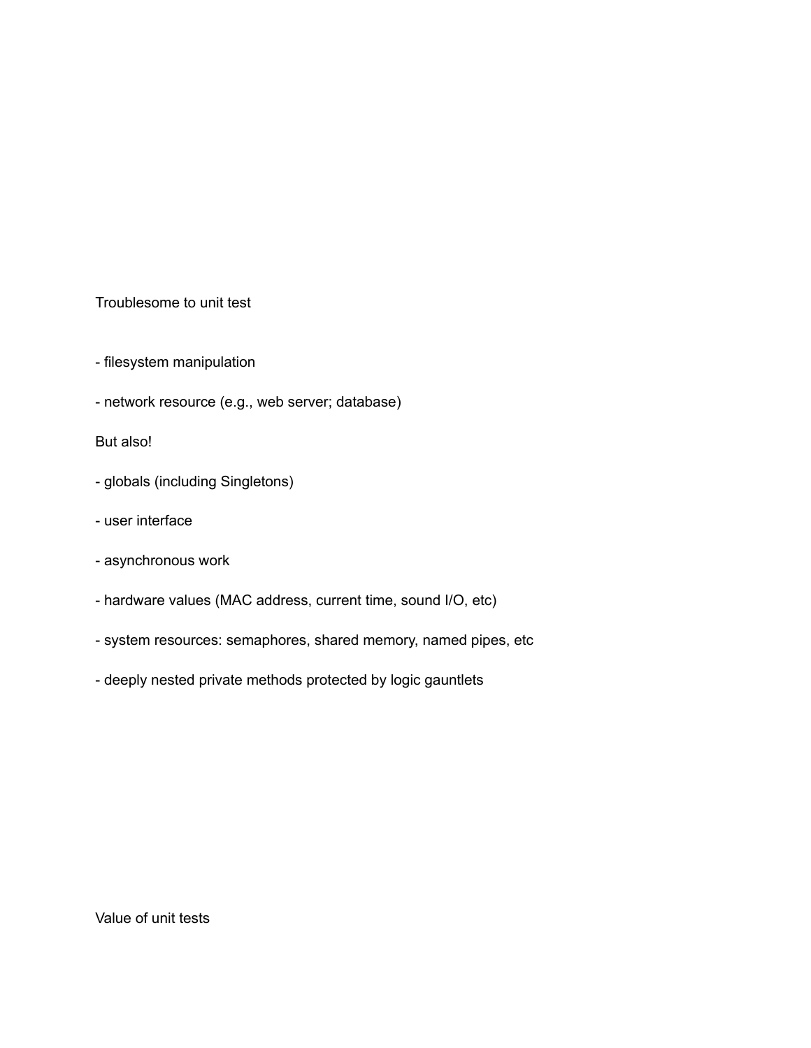Troublesome to unit test

- filesystem manipulation
- network resource (e.g., web server; database)

But also!

- globals (including Singletons)
- user interface
- asynchronous work
- hardware values (MAC address, current time, sound I/O, etc)
- system resources: semaphores, shared memory, named pipes, etc
- deeply nested private methods protected by logic gauntlets

Value of unit tests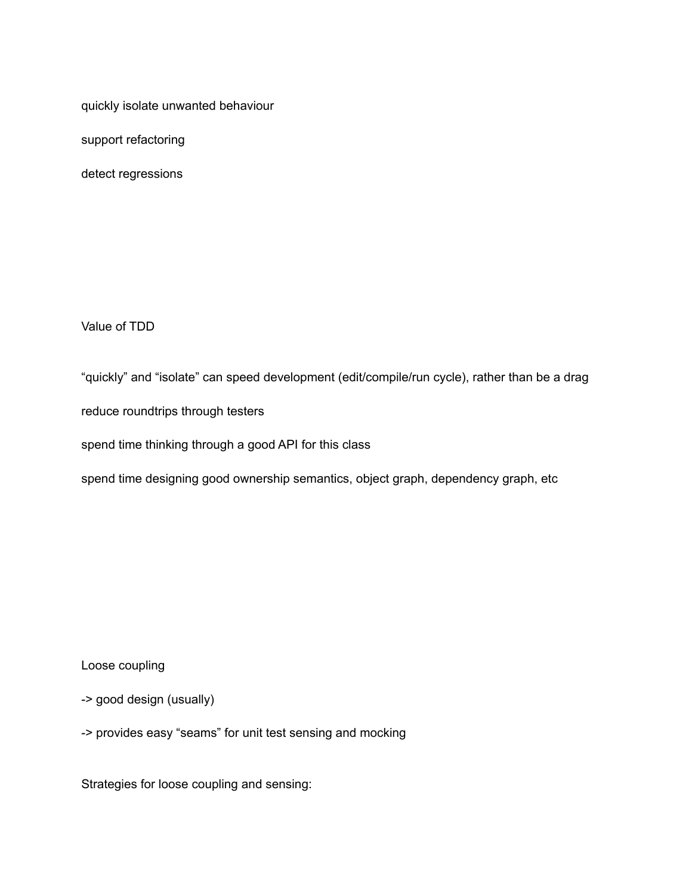quickly isolate unwanted behaviour

support refactoring

detect regressions

Value of TDD

“quickly” and “isolate” can speed development (edit/compile/run cycle), rather than be a drag

reduce roundtrips through testers

spend time thinking through a good API for this class

spend time designing good ownership semantics, object graph, dependency graph, etc

Loose coupling

-> good design (usually)

-> provides easy “seams” for unit test sensing and mocking

Strategies for loose coupling and sensing: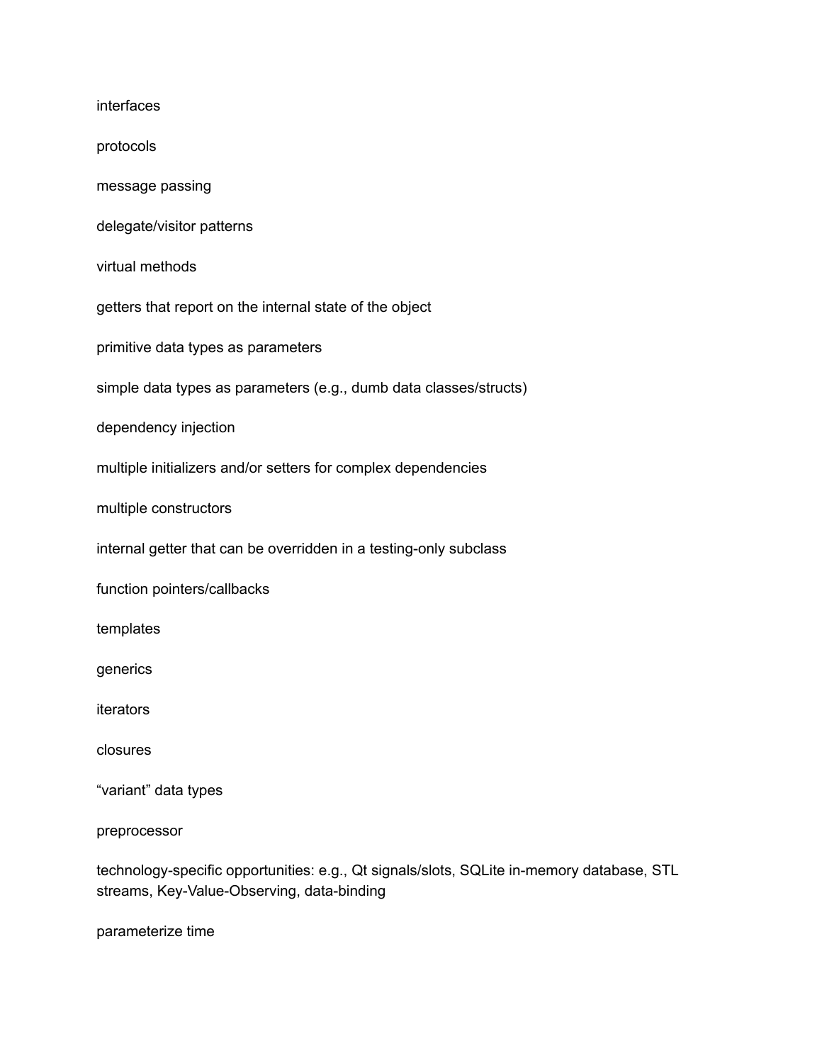interfaces

protocols

message passing

delegate/visitor patterns

virtual methods

getters that report on the internal state of the object

primitive data types as parameters

simple data types as parameters (e.g., dumb data classes/structs)

dependency injection

multiple initializers and/or setters for complex dependencies

multiple constructors

internal getter that can be overridden in a testing-only subclass

function pointers/callbacks

templates

generics

iterators

closures

“variant” data types

preprocessor

technology-specific opportunities: e.g., Qt signals/slots, SQLite in-memory database, STL streams, Key-Value-Observing, data-binding

parameterize time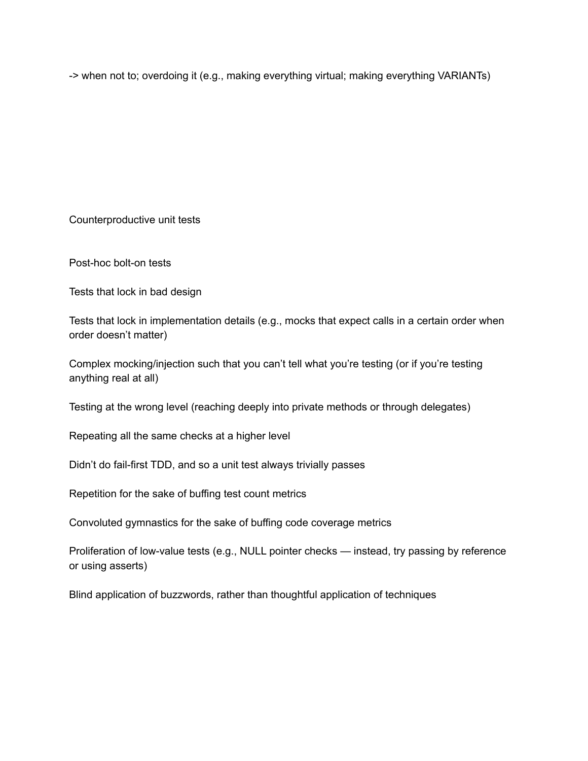-> when not to; overdoing it (e.g., making everything virtual; making everything VARIANTs)

Counterproductive unit tests

Post-hoc bolt-on tests

Tests that lock in bad design

Tests that lock in implementation details (e.g., mocks that expect calls in a certain order when order doesn't matter)

Complex mocking/injection such that you can't tell what you're testing (or if you're testing anything real at all)

Testing at the wrong level (reaching deeply into private methods or through delegates)

Repeating all the same checks at a higher level

Didn't do fail-first TDD, and so a unit test always trivially passes

Repetition for the sake of buffing test count metrics

Convoluted gymnastics for the sake of buffing code coverage metrics

Proliferation of low-value tests (e.g., NULL pointer checks — instead, try passing by reference or using asserts)

Blind application of buzzwords, rather than thoughtful application of techniques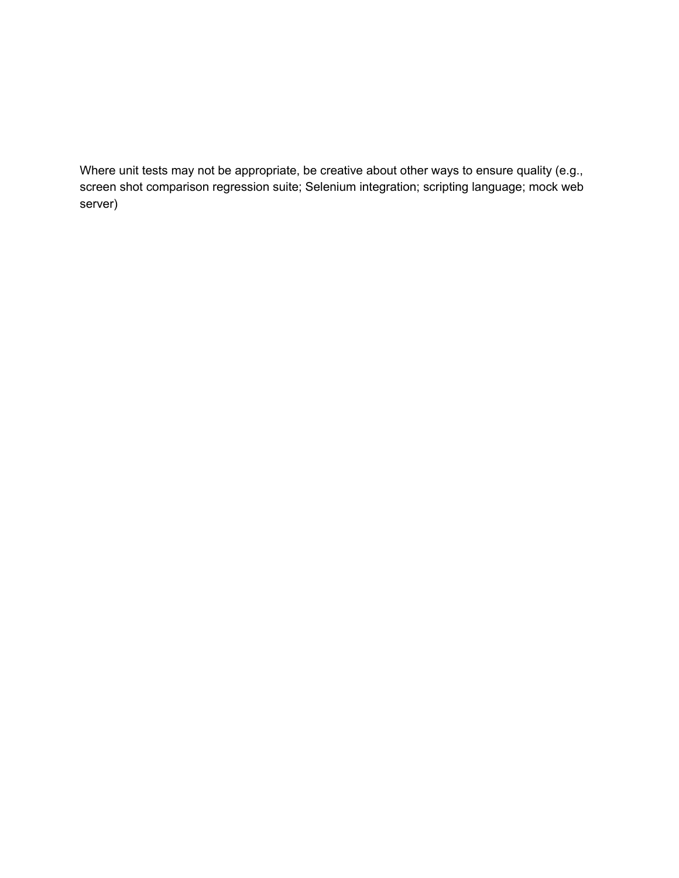Where unit tests may not be appropriate, be creative about other ways to ensure quality (e.g., screen shot comparison regression suite; Selenium integration; scripting language; mock web server)